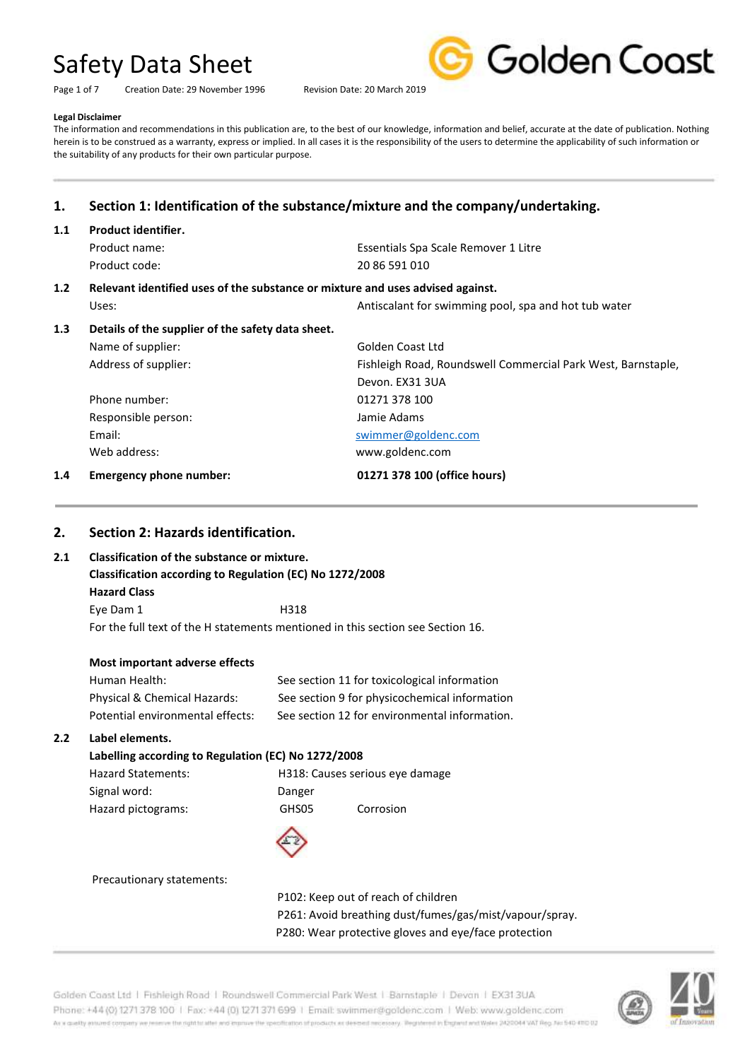# Safety Data Sheet

Page 1 of 7 Creation Date: 29 November 1996 Revision Date: 20 March 2019

**Legal Disclaimer**

The information and recommendations in this publication are, to the best of our knowledge, information and belief, accurate at the date of publication. Nothing herein is to be construed as a warranty, express or implied. In all cases it is the responsibility of the users to determine the applicability of such information or the suitability of any products for their own particular purpose.

## 1. Section 1: Identification of the substance/mixture and the company/undertaking.

### 1.1 Product identifier.

| | |
|---|---|
| Product name: | Essentials Spa Scale Remover 1 Litre |
| Product code: | 20 86 591 010 |

### 1.2 Relevant identified uses of the substance or mixture and uses advised against.

| | |
|---|---|
| Uses: | Antiscalant for swimming pool, spa and hot tub water |

### 1.3 Details of the supplier of the safety data sheet.

| | |
|---|---|
| Name of supplier: | Golden Coast Ltd |
| Address of supplier: | Fishleigh Road, Roundswell Commercial Park West, Barnstaple, Devon. EX31 3UA |
| Phone number: | 01271 378 100 |
| Responsible person: | Jamie Adams |
| Email: | swimmer@goldenc.com |
| Web address: | www.goldenc.com |

### 1.4 Emergency phone number: **01271 378 100 (office hours)**

## 2. Section 2: Hazards identification.

### 2.1 Classification of the substance or mixture.

**Classification according to Regulation (EC) No 1272/2008**

**Hazard Class**

| | |
|---|---|
| Eye Dam 1 | H318 |

For the full text of the H statements mentioned in this section see Section 16.

**Most important adverse effects**

| | |
|---|---|
| Human Health: | See section 11 for toxicological information |
| Physical & Chemical Hazards: | See section 9 for physicochemical information |
| Potential environmental effects: | See section 12 for environmental information. |

### 2.2 Label elements.

**Labelling according to Regulation (EC) No 1272/2008**

| | | |
|---|---|---|
| Hazard Statements: | H318: Causes serious eye damage | |
| Signal word: | Danger | |
| Hazard pictograms: | GHS05 | Corrosion |

Precautionary statements:

P102: Keep out of reach of children

P261: Avoid breathing dust/fumes/gas/mist/vapour/spray.

P280: Wear protective gloves and eye/face protection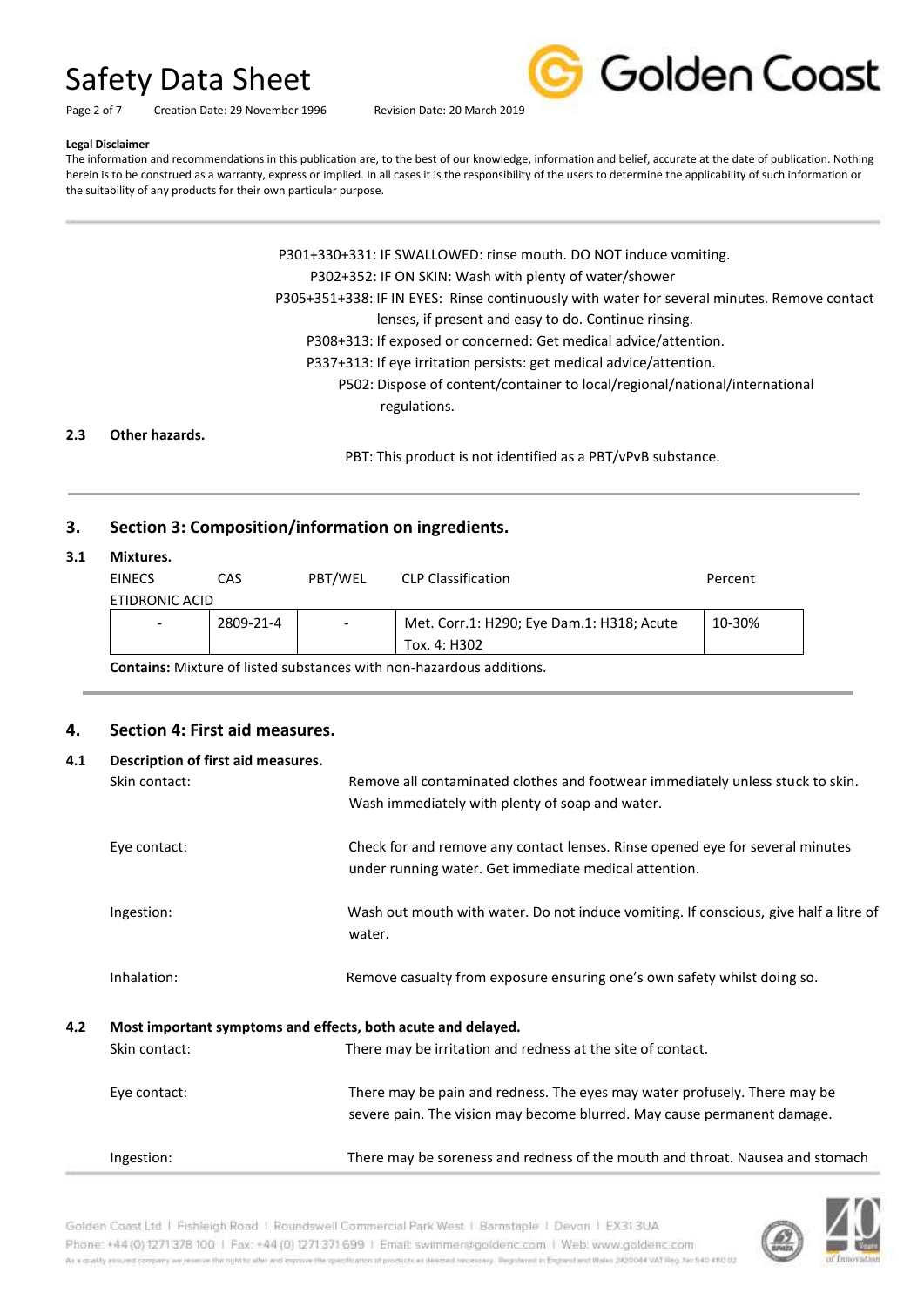**Legal Disclaimer**

The information and recommendations in this publication are, to the best of our knowledge, information and belief, accurate at the date of publication. Nothing herein is to be construed as a warranty, express or implied. In all cases it is the responsibility of the users to determine the applicability of such information or the suitability of any products for their own particular purpose.

P301+330+331: IF SWALLOWED: rinse mouth. DO NOT induce vomiting.

P302+352: IF ON SKIN: Wash with plenty of water/shower

P305+351+338: IF IN EYES: Rinse continuously with water for several minutes. Remove contact lenses, if present and easy to do. Continue rinsing.

P308+313: If exposed or concerned: Get medical advice/attention.

P337+313: If eye irritation persists: get medical advice/attention.

P502: Dispose of content/container to local/regional/national/international regulations.

**2.3 Other hazards.**

PBT: This product is not identified as a PBT/vPvB substance.

## 3. Section 3: Composition/information on ingredients.

**3.1 Mixtures.**

| EINECS | CAS | PBT/WEL | CLP Classification | Percent |
|---|---|---|---|---|
| ETIDRONIC ACID | | | | |
| - | 2809-21-4 | - | Met. Corr.1: H290; Eye Dam.1: H318; Acute Tox. 4: H302 | 10-30% |

**Contains:** Mixture of listed substances with non-hazardous additions.

## 4. Section 4: First aid measures.

**4.1 Description of first aid measures.**

Skin contact: Remove all contaminated clothes and footwear immediately unless stuck to skin. Wash immediately with plenty of soap and water.

Eye contact: Check for and remove any contact lenses. Rinse opened eye for several minutes under running water. Get immediate medical attention.

Ingestion: Wash out mouth with water. Do not induce vomiting. If conscious, give half a litre of water.

Inhalation: Remove casualty from exposure ensuring one's own safety whilst doing so.

**4.2 Most important symptoms and effects, both acute and delayed.**

Skin contact: There may be irritation and redness at the site of contact.

Eye contact: There may be pain and redness. The eyes may water profusely. There may be severe pain. The vision may become blurred. May cause permanent damage.

Ingestion: There may be soreness and redness of the mouth and throat. Nausea and stomach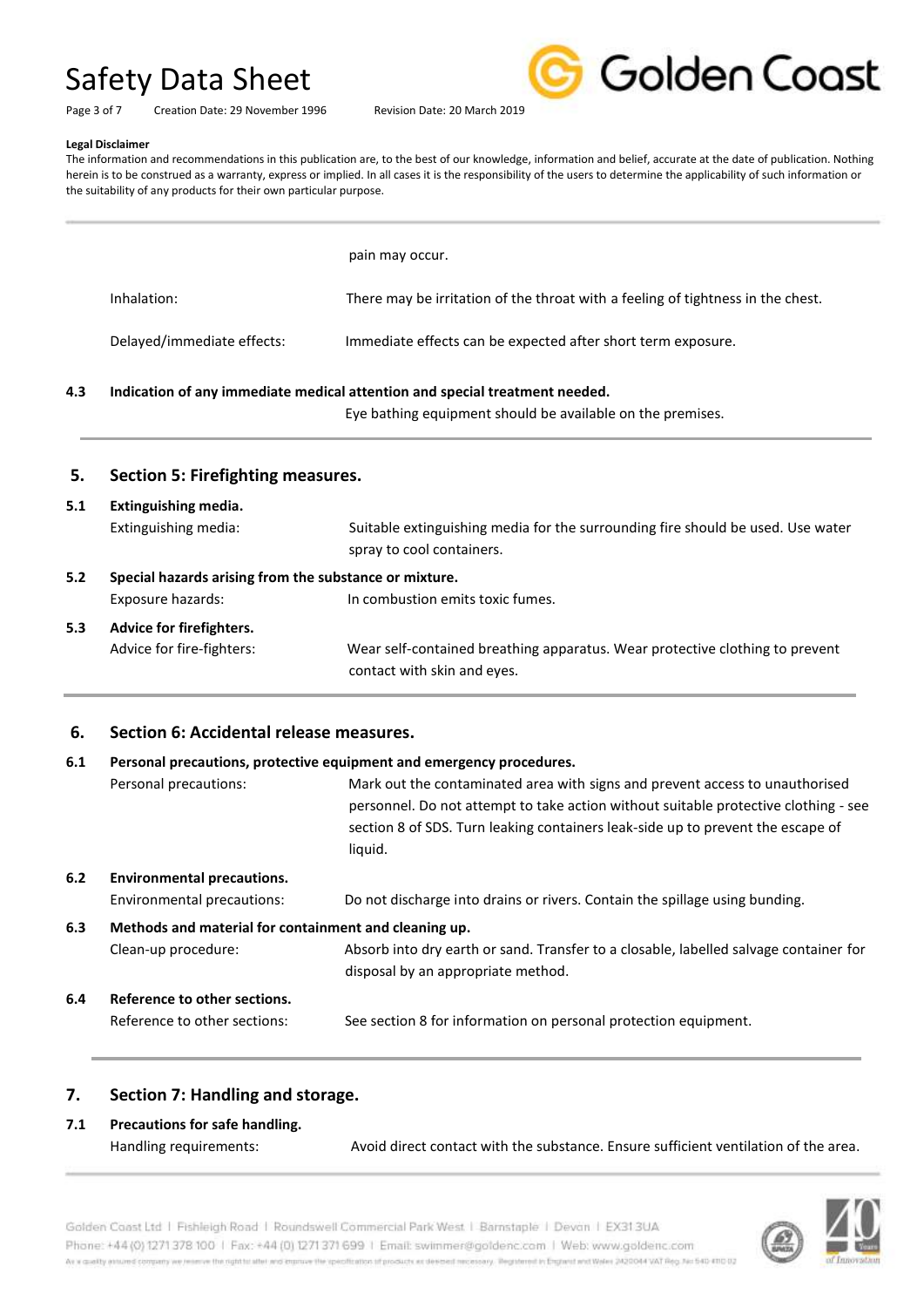pain may occur.

| | |
|---|---|
| Inhalation: | There may be irritation of the throat with a feeling of tightness in the chest. |
| Delayed/immediate effects: | Immediate effects can be expected after short term exposure. |

**4.3 Indication of any immediate medical attention and special treatment needed.**

Eye bathing equipment should be available on the premises.

## 5. Section 5: Firefighting measures.

**5.1 Extinguishing media.**

| | |
|---|---|
| Extinguishing media: | Suitable extinguishing media for the surrounding fire should be used. Use water spray to cool containers. |

**5.2 Special hazards arising from the substance or mixture.**

| | |
|---|---|
| Exposure hazards: | In combustion emits toxic fumes. |

**5.3 Advice for firefighters.**

| | |
|---|---|
| Advice for fire-fighters: | Wear self-contained breathing apparatus. Wear protective clothing to prevent contact with skin and eyes. |

## 6. Section 6: Accidental release measures.

**6.1 Personal precautions, protective equipment and emergency procedures.**

| | |
|---|---|
| Personal precautions: | Mark out the contaminated area with signs and prevent access to unauthorised personnel. Do not attempt to take action without suitable protective clothing - see section 8 of SDS. Turn leaking containers leak-side up to prevent the escape of liquid. |

**6.2 Environmental precautions.**

| | |
|---|---|
| Environmental precautions: | Do not discharge into drains or rivers. Contain the spillage using bunding. |

**6.3 Methods and material for containment and cleaning up.**

| | |
|---|---|
| Clean-up procedure: | Absorb into dry earth or sand. Transfer to a closable, labelled salvage container for disposal by an appropriate method. |

**6.4 Reference to other sections.**

| | |
|---|---|
| Reference to other sections: | See section 8 for information on personal protection equipment. |

## 7. Section 7: Handling and storage.

**7.1 Precautions for safe handling.**

| | |
|---|---|
| Handling requirements: | Avoid direct contact with the substance. Ensure sufficient ventilation of the area. |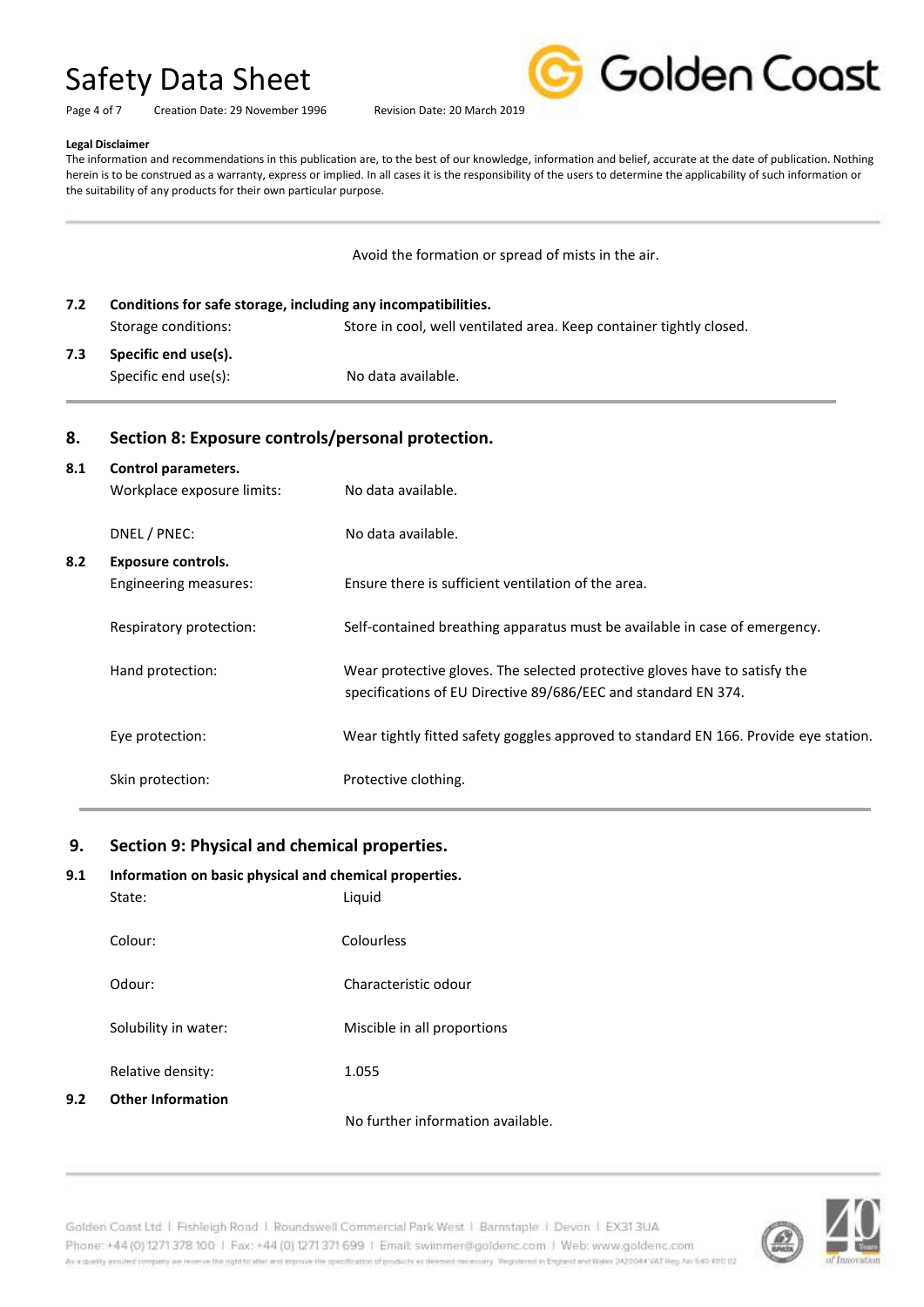**Legal Disclaimer**

The information and recommendations in this publication are, to the best of our knowledge, information and belief, accurate at the date of publication. Nothing herein is to be construed as a warranty, express or implied. In all cases it is the responsibility of the users to determine the applicability of such information or the suitability of any products for their own particular purpose.

Avoid the formation or spread of mists in the air.

**7.2 Conditions for safe storage, including any incompatibilities.**

| | |
|---|---|
| Storage conditions: | Store in cool, well ventilated area. Keep container tightly closed. |

**7.3 Specific end use(s).**

| | |
|---|---|
| Specific end use(s): | No data available. |

## 8. Section 8: Exposure controls/personal protection.

**8.1 Control parameters.**

| | |
|---|---|
| Workplace exposure limits: | No data available. |
| DNEL / PNEC: | No data available. |

**8.2 Exposure controls.**

| | |
|---|---|
| Engineering measures: | Ensure there is sufficient ventilation of the area. |
| Respiratory protection: | Self-contained breathing apparatus must be available in case of emergency. |
| Hand protection: | Wear protective gloves. The selected protective gloves have to satisfy the specifications of EU Directive 89/686/EEC and standard EN 374. |
| Eye protection: | Wear tightly fitted safety goggles approved to standard EN 166. Provide eye station. |
| Skin protection: | Protective clothing. |

## 9. Section 9: Physical and chemical properties.

**9.1 Information on basic physical and chemical properties.**

| | |
|---|---|
| State: | Liquid |
| Colour: | Colourless |
| Odour: | Characteristic odour |
| Solubility in water: | Miscible in all proportions |
| Relative density: | 1.055 |

**9.2 Other Information**

No further information available.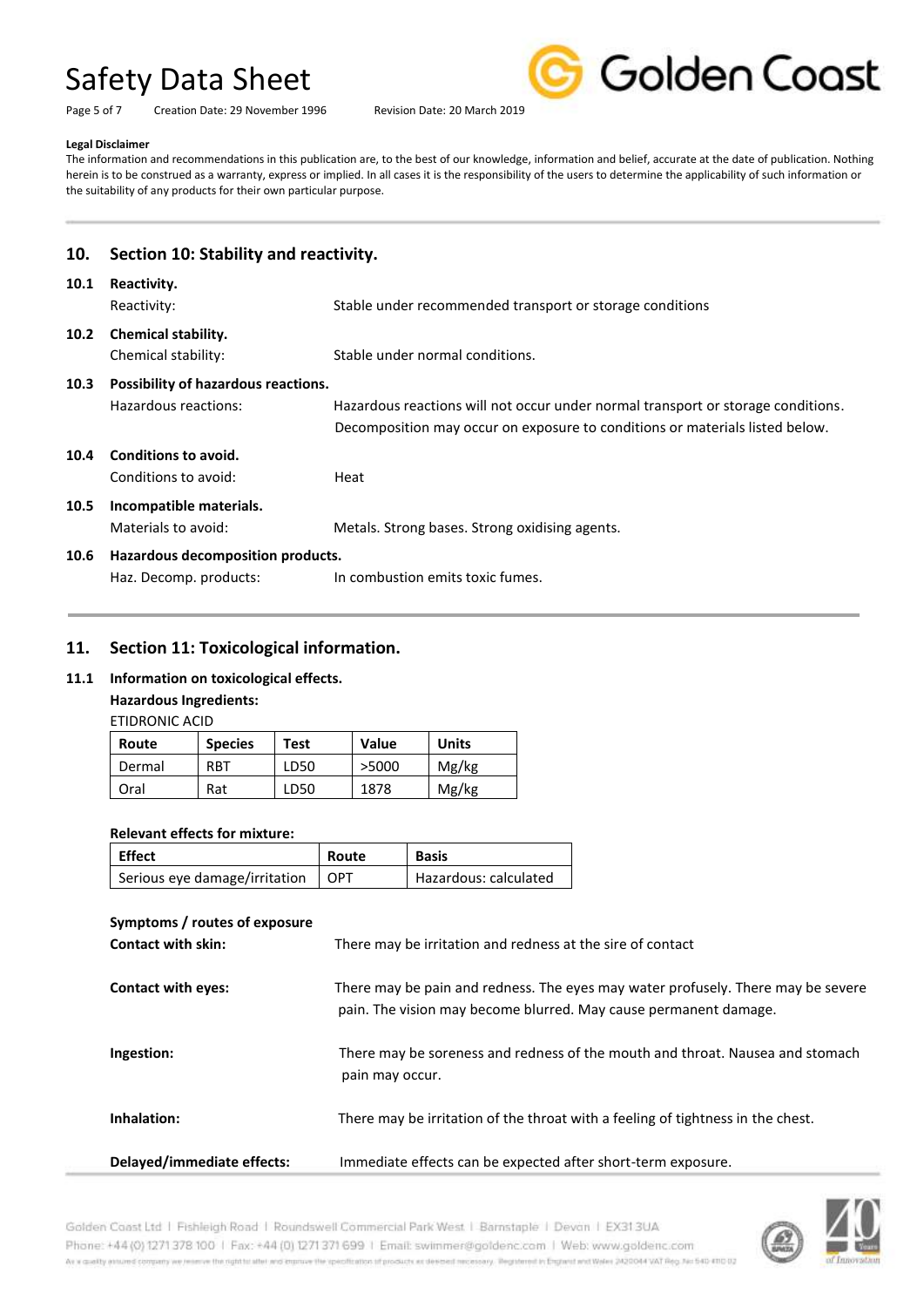**Legal Disclaimer**

The information and recommendations in this publication are, to the best of our knowledge, information and belief, accurate at the date of publication. Nothing herein is to be construed as a warranty, express or implied. In all cases it is the responsibility of the users to determine the applicability of such information or the suitability of any products for their own particular purpose.

## 10. Section 10: Stability and reactivity.

### 10.1 Reactivity.

Reactivity: Stable under recommended transport or storage conditions

### 10.2 Chemical stability.

Chemical stability: Stable under normal conditions.

### 10.3 Possibility of hazardous reactions.

Hazardous reactions: Hazardous reactions will not occur under normal transport or storage conditions. Decomposition may occur on exposure to conditions or materials listed below.

### 10.4 Conditions to avoid.

Conditions to avoid: Heat

### 10.5 Incompatible materials.

Materials to avoid: Metals. Strong bases. Strong oxidising agents.

### 10.6 Hazardous decomposition products.

Haz. Decomp. products: In combustion emits toxic fumes.

## 11. Section 11: Toxicological information.

### 11.1 Information on toxicological effects.

**Hazardous Ingredients:**

ETIDRONIC ACID

| Route | Species | Test | Value | Units |
|---|---|---|---|---|
| Dermal | RBT | LD50 | >5000 | Mg/kg |
| Oral | Rat | LD50 | 1878 | Mg/kg |

**Relevant effects for mixture:**

| Effect | Route | Basis |
|---|---|---|
| Serious eye damage/irritation | OPT | Hazardous: calculated |

**Symptoms / routes of exposure**

**Contact with skin:** There may be irritation and redness at the sire of contact

**Contact with eyes:** There may be pain and redness. The eyes may water profusely. There may be severe pain. The vision may become blurred. May cause permanent damage.

**Ingestion:** There may be soreness and redness of the mouth and throat. Nausea and stomach pain may occur.

**Inhalation:** There may be irritation of the throat with a feeling of tightness in the chest.

**Delayed/immediate effects:** Immediate effects can be expected after short-term exposure.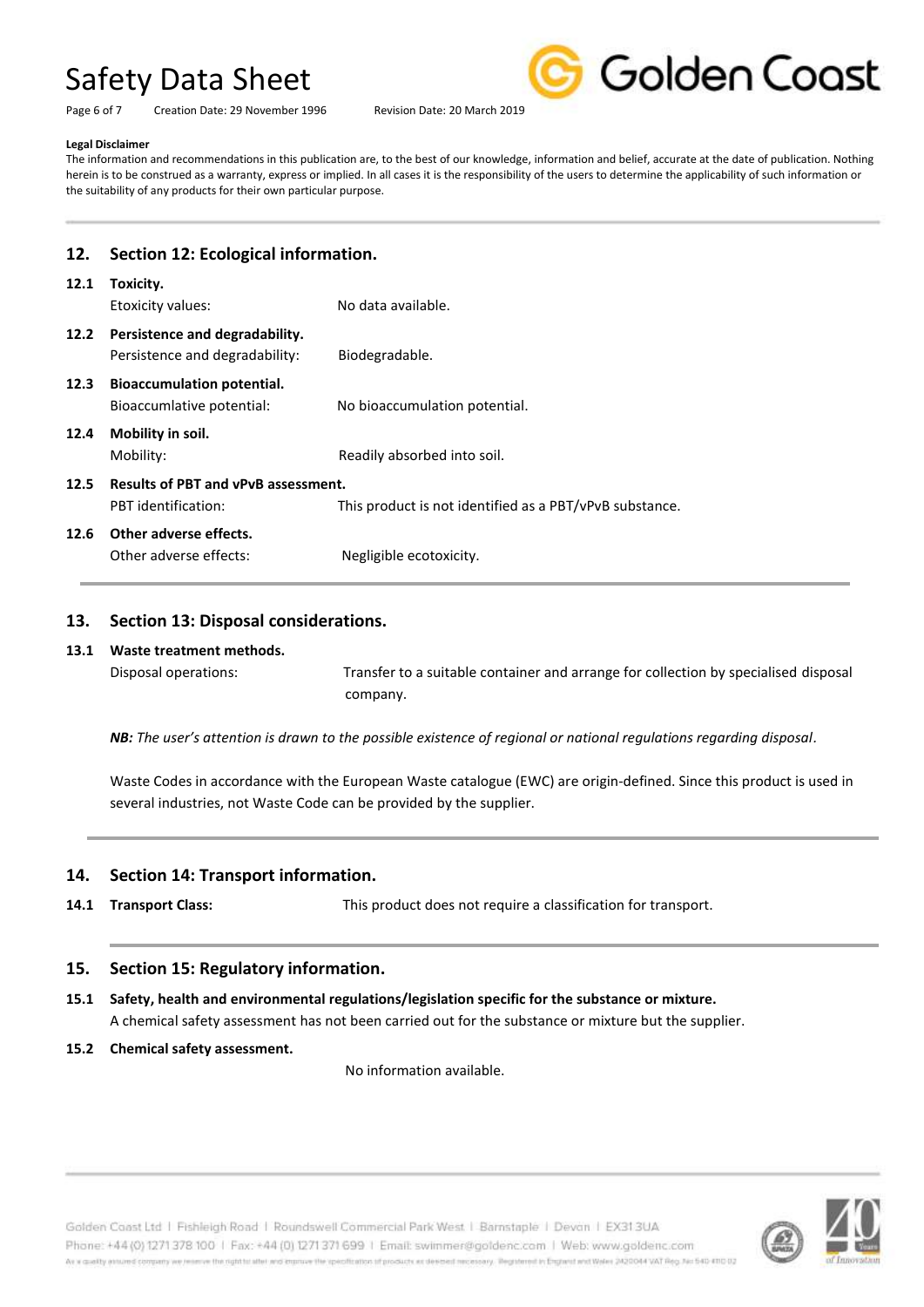**Legal Disclaimer**

The information and recommendations in this publication are, to the best of our knowledge, information and belief, accurate at the date of publication. Nothing herein is to be construed as a warranty, express or implied. In all cases it is the responsibility of the users to determine the applicability of such information or the suitability of any products for their own particular purpose.

## 12. Section 12: Ecological information.

**12.1 Toxicity.**

Etoxicity values: No data available.

**12.2 Persistence and degradability.**

Persistence and degradability: Biodegradable.

**12.3 Bioaccumulation potential.**

Bioaccumlative potential: No bioaccumulation potential.

**12.4 Mobility in soil.**

Mobility: Readily absorbed into soil.

**12.5 Results of PBT and vPvB assessment.**

PBT identification: This product is not identified as a PBT/vPvB substance.

**12.6 Other adverse effects.**

Other adverse effects: Negligible ecotoxicity.

## 13. Section 13: Disposal considerations.

**13.1 Waste treatment methods.**

Disposal operations: Transfer to a suitable container and arrange for collection by specialised disposal company.

***NB:*** *The user's attention is drawn to the possible existence of regional or national regulations regarding disposal.*

Waste Codes in accordance with the European Waste catalogue (EWC) are origin-defined. Since this product is used in several industries, not Waste Code can be provided by the supplier.

## 14. Section 14: Transport information.

**14.1 Transport Class:** This product does not require a classification for transport.

## 15. Section 15: Regulatory information.

**15.1 Safety, health and environmental regulations/legislation specific for the substance or mixture.**

A chemical safety assessment has not been carried out for the substance or mixture but the supplier.

**15.2 Chemical safety assessment.**

No information available.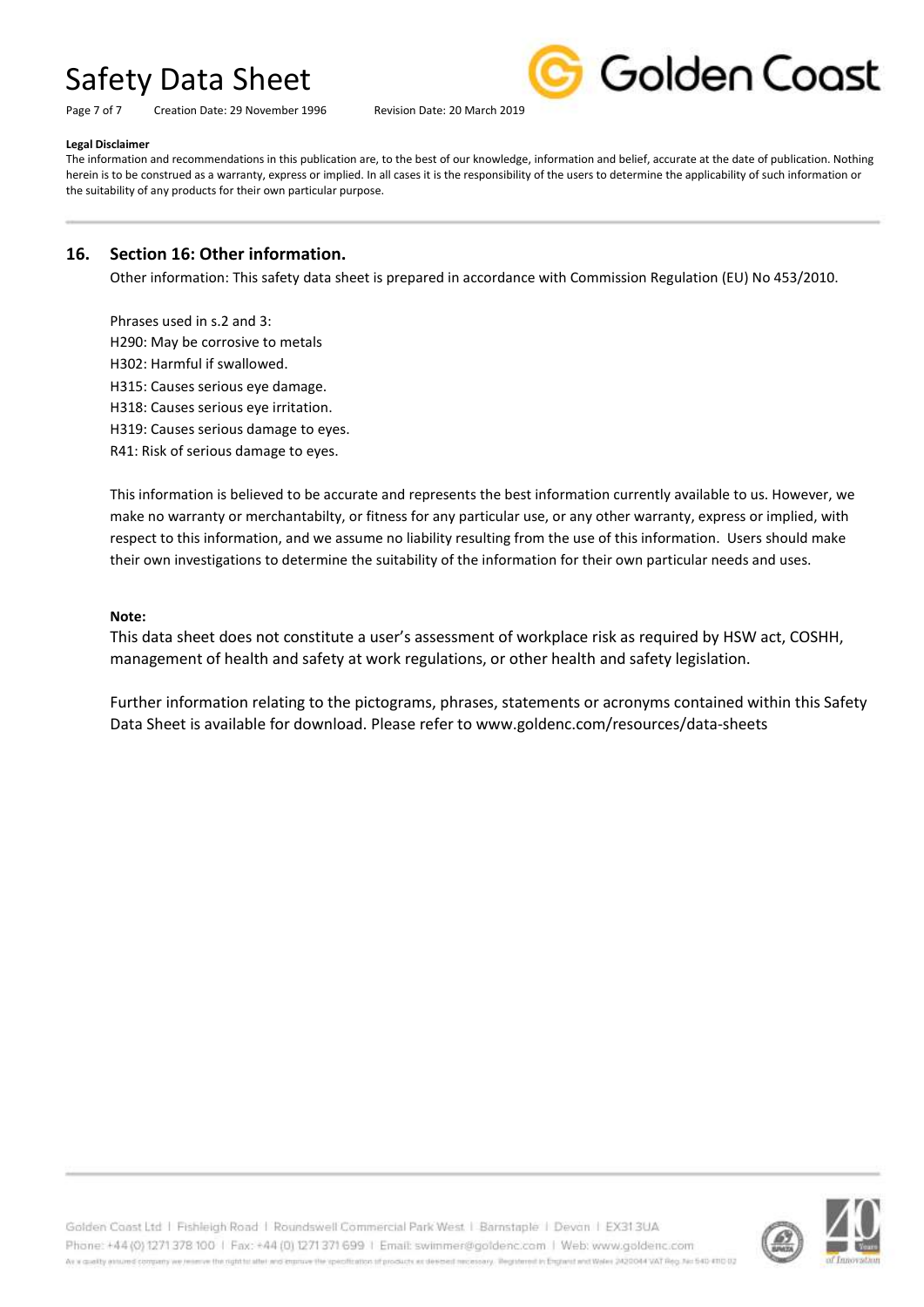**Legal Disclaimer**

The information and recommendations in this publication are, to the best of our knowledge, information and belief, accurate at the date of publication. Nothing herein is to be construed as a warranty, express or implied. In all cases it is the responsibility of the users to determine the applicability of such information or the suitability of any products for their own particular purpose.

## 16. Section 16: Other information.

Other information: This safety data sheet is prepared in accordance with Commission Regulation (EU) No 453/2010.

Phrases used in s.2 and 3:
H290: May be corrosive to metals
H302: Harmful if swallowed.
H315: Causes serious eye damage.
H318: Causes serious eye irritation.
H319: Causes serious damage to eyes.
R41: Risk of serious damage to eyes.

This information is believed to be accurate and represents the best information currently available to us. However, we make no warranty or merchantabilty, or fitness for any particular use, or any other warranty, express or implied, with respect to this information, and we assume no liability resulting from the use of this information. Users should make their own investigations to determine the suitability of the information for their own particular needs and uses.

**Note:**

This data sheet does not constitute a user's assessment of workplace risk as required by HSW act, COSHH, management of health and safety at work regulations, or other health and safety legislation.

Further information relating to the pictograms, phrases, statements or acronyms contained within this Safety Data Sheet is available for download. Please refer to www.goldenc.com/resources/data-sheets